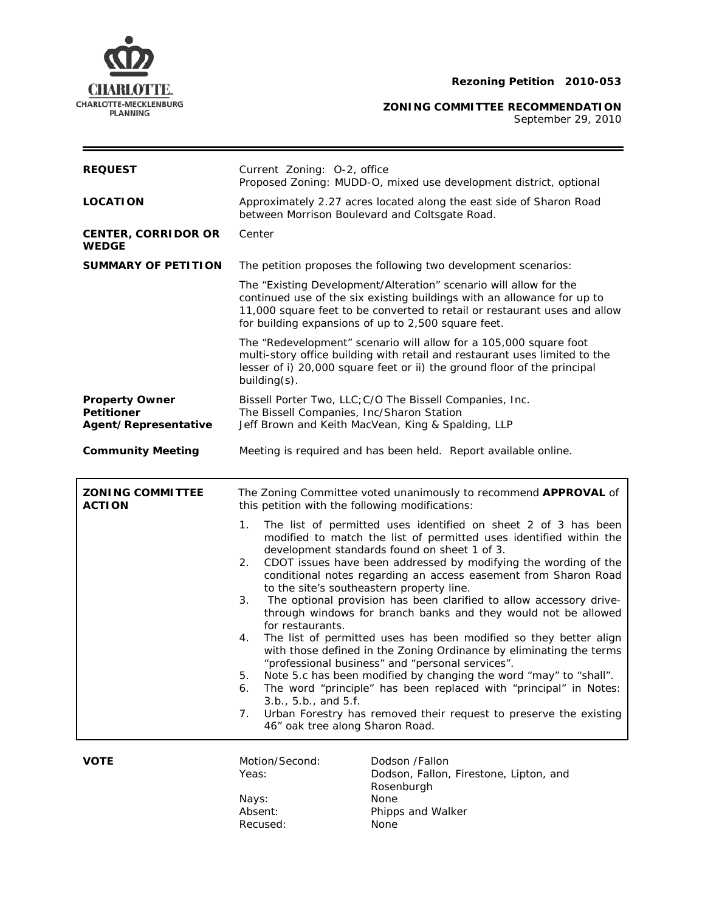**Rezoning Petition 2010-053**

**ZONING COMMITTEE RECOMMENDATION**
September 29, 2010

| | |
|---|---|
| **REQUEST** | Current Zoning: O-2, office<br>Proposed Zoning: MUDD-O, mixed use development district, optional |
| **LOCATION** | Approximately 2.27 acres located along the east side of Sharon Road between Morrison Boulevard and Coltsgate Road. |
| **CENTER, CORRIDOR OR WEDGE** | Center |
| **SUMMARY OF PETITION** | The petition proposes the following two development scenarios:<br><br>The "Existing Development/Alteration" scenario will allow for the continued use of the six existing buildings with an allowance for up to 11,000 square feet to be converted to retail or restaurant uses and allow for building expansions of up to 2,500 square feet.<br><br>The "Redevelopment" scenario will allow for a 105,000 square foot multi-story office building with retail and restaurant uses limited to the lesser of i) 20,000 square feet or ii) the ground floor of the principal building(s). |
| **Property Owner**<br>**Petitioner**<br>**Agent/Representative** | Bissell Porter Two, LLC; C/O The Bissell Companies, Inc.<br>The Bissell Companies, Inc/Sharon Station<br>Jeff Brown and Keith MacVean, King & Spalding, LLP |
| **Community Meeting** | Meeting is required and has been held. Report available online. |

| | |
|---|---|
| **ZONING COMMITTEE ACTION** | The Zoning Committee voted unanimously to recommend **APPROVAL** of this petition with the following modifications:<br><br>1. The list of permitted uses identified on sheet 2 of 3 has been modified to match the list of permitted uses identified within the development standards found on sheet 1 of 3.<br>2. CDOT issues have been addressed by modifying the wording of the conditional notes regarding an access easement from Sharon Road to the site's southeastern property line.<br>3. The optional provision has been clarified to allow accessory drive-through windows for branch banks and they would not be allowed for restaurants.<br>4. The list of permitted uses has been modified so they better align with those defined in the Zoning Ordinance by eliminating the terms "professional business" and "personal services".<br>5. Note 5.c has been modified by changing the word "may" to "shall".<br>6. The word "principle" has been replaced with "principal" in Notes: 3.b., 5.b., and 5.f.<br>7. Urban Forestry has removed their request to preserve the existing 46" oak tree along Sharon Road. |

| | | |
|---|---|---|
| **VOTE** | Motion/Second: | Dodson /Fallon |
| | Yeas: | Dodson, Fallon, Firestone, Lipton, and Rosenburgh |
| | Nays: | None |
| | Absent: | Phipps and Walker |
| | Recused: | None |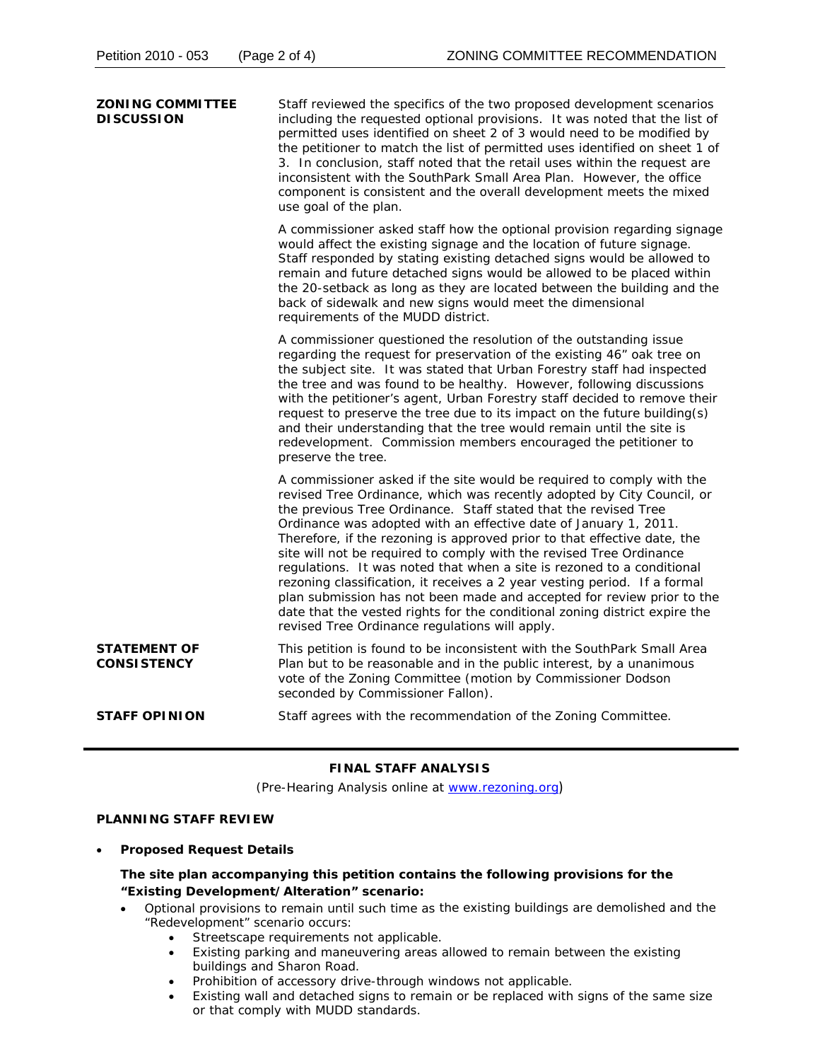**ZONING COMMITTEE DISCUSSION**

Staff reviewed the specifics of the two proposed development scenarios including the requested optional provisions. It was noted that the list of permitted uses identified on sheet 2 of 3 would need to be modified by the petitioner to match the list of permitted uses identified on sheet 1 of 3. In conclusion, staff noted that the retail uses within the request are inconsistent with the SouthPark Small Area Plan. However, the office component is consistent and the overall development meets the mixed use goal of the plan.

A commissioner asked staff how the optional provision regarding signage would affect the existing signage and the location of future signage. Staff responded by stating existing detached signs would be allowed to remain and future detached signs would be allowed to be placed within the 20-setback as long as they are located between the building and the back of sidewalk and new signs would meet the dimensional requirements of the MUDD district.

A commissioner questioned the resolution of the outstanding issue regarding the request for preservation of the existing 46" oak tree on the subject site. It was stated that Urban Forestry staff had inspected the tree and was found to be healthy. However, following discussions with the petitioner's agent, Urban Forestry staff decided to remove their request to preserve the tree due to its impact on the future building(s) and their understanding that the tree would remain until the site is redevelopment. Commission members encouraged the petitioner to preserve the tree.

A commissioner asked if the site would be required to comply with the revised Tree Ordinance, which was recently adopted by City Council, or the previous Tree Ordinance. Staff stated that the revised Tree Ordinance was adopted with an effective date of January 1, 2011. Therefore, if the rezoning is approved prior to that effective date, the site will not be required to comply with the revised Tree Ordinance regulations. It was noted that when a site is rezoned to a conditional rezoning classification, it receives a 2 year vesting period. If a formal plan submission has not been made and accepted for review prior to the date that the vested rights for the conditional zoning district expire the revised Tree Ordinance regulations will apply.

**STATEMENT OF CONSISTENCY**

This petition is found to be inconsistent with the SouthPark Small Area Plan but to be reasonable and in the public interest, by a unanimous vote of the Zoning Committee (motion by Commissioner Dodson seconded by Commissioner Fallon).

**STAFF OPINION**

Staff agrees with the recommendation of the Zoning Committee.

---

**FINAL STAFF ANALYSIS**

(Pre-Hearing Analysis online at www.rezoning.org)

**PLANNING STAFF REVIEW**

- **Proposed Request Details**

  **The site plan accompanying this petition contains the following provisions for the "Existing Development/Alteration" scenario:**

  - Optional provisions to remain until such time as the existing buildings are demolished and the "Redevelopment" scenario occurs:
    - Streetscape requirements not applicable.
    - Existing parking and maneuvering areas allowed to remain between the existing buildings and Sharon Road.
    - Prohibition of accessory drive-through windows not applicable.
    - Existing wall and detached signs to remain or be replaced with signs of the same size or that comply with MUDD standards.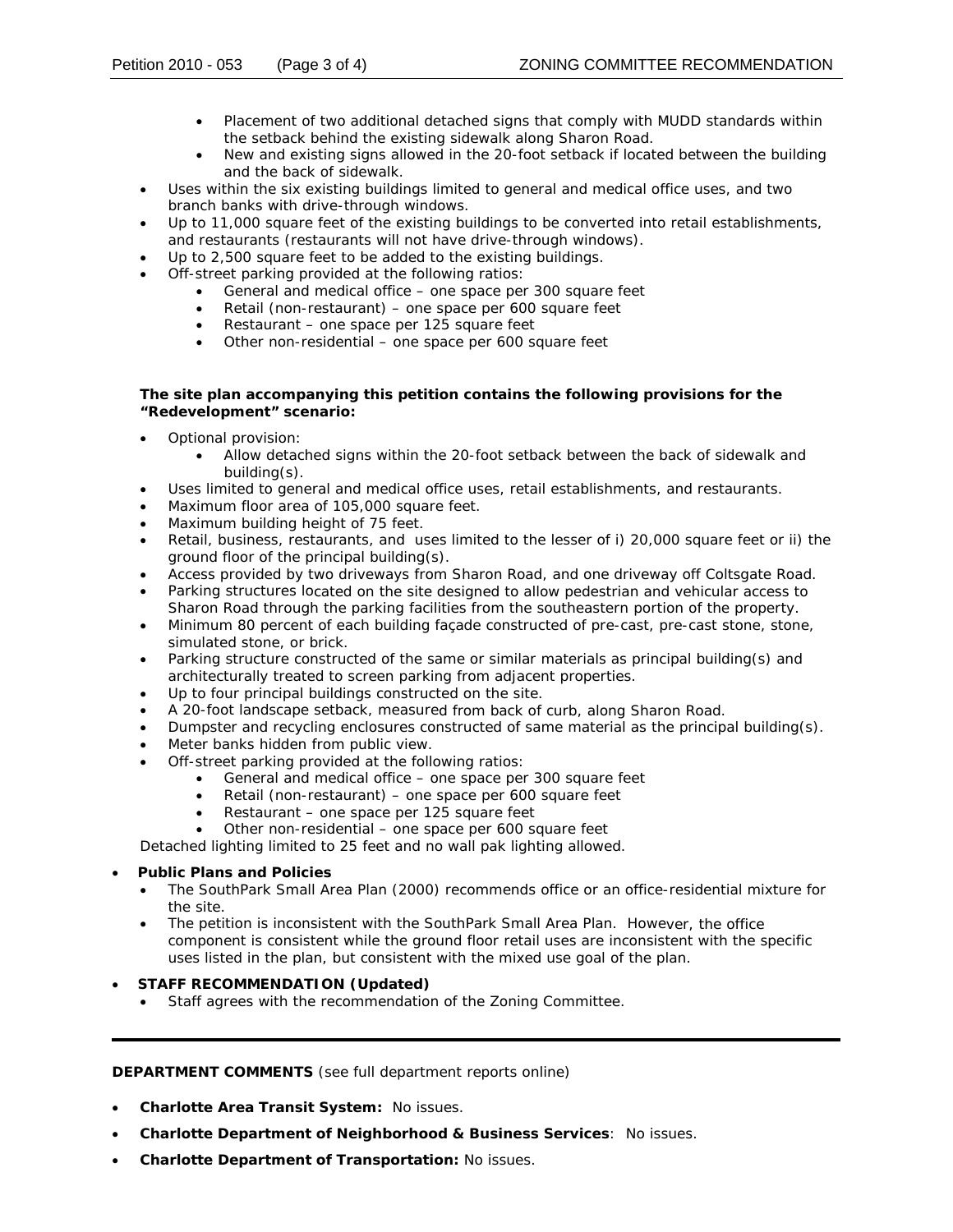- Placement of two additional detached signs that comply with MUDD standards within the setback behind the existing sidewalk along Sharon Road.
  - New and existing signs allowed in the 20-foot setback if located between the building and the back of sidewalk.
- Uses within the six existing buildings limited to general and medical office uses, and two branch banks with drive-through windows.
- Up to 11,000 square feet of the existing buildings to be converted into retail establishments, and restaurants (restaurants will not have drive-through windows).
- Up to 2,500 square feet to be added to the existing buildings.
- Off-street parking provided at the following ratios:
  - General and medical office – one space per 300 square feet
  - Retail (non-restaurant) – one space per 600 square feet
  - Restaurant – one space per 125 square feet
  - Other non-residential – one space per 600 square feet

**The site plan accompanying this petition contains the following provisions for the "Redevelopment" scenario:**

- Optional provision:
  - Allow detached signs within the 20-foot setback between the back of sidewalk and building(s).
- Uses limited to general and medical office uses, retail establishments, and restaurants.
- Maximum floor area of 105,000 square feet.
- Maximum building height of 75 feet.
- Retail, business, restaurants, and uses limited to the lesser of i) 20,000 square feet or ii) the ground floor of the principal building(s).
- Access provided by two driveways from Sharon Road, and one driveway off Coltsgate Road.
- Parking structures located on the site designed to allow pedestrian and vehicular access to Sharon Road through the parking facilities from the southeastern portion of the property.
- Minimum 80 percent of each building façade constructed of pre-cast, pre-cast stone, stone, simulated stone, or brick.
- Parking structure constructed of the same or similar materials as principal building(s) and architecturally treated to screen parking from adjacent properties.
- Up to four principal buildings constructed on the site.
- A 20-foot landscape setback, measured from back of curb, along Sharon Road.
- Dumpster and recycling enclosures constructed of same material as the principal building(s).
- Meter banks hidden from public view.
- Off-street parking provided at the following ratios:
  - General and medical office – one space per 300 square feet
  - Retail (non-restaurant) – one space per 600 square feet
  - Restaurant – one space per 125 square feet
  - Other non-residential – one space per 600 square feet

Detached lighting limited to 25 feet and no wall pak lighting allowed.

- **Public Plans and Policies**
  - The SouthPark Small Area Plan (2000) recommends office or an office-residential mixture for the site.
  - The petition is inconsistent with the SouthPark Small Area Plan. However, the office component is consistent while the ground floor retail uses are inconsistent with the specific uses listed in the plan, but consistent with the mixed use goal of the plan.
- **STAFF RECOMMENDATION (Updated)**
  - Staff agrees with the recommendation of the Zoning Committee.

---

**DEPARTMENT COMMENTS** (see full department reports online)

- **Charlotte Area Transit System:** No issues.
- **Charlotte Department of Neighborhood & Business Services**: No issues.
- **Charlotte Department of Transportation:** No issues.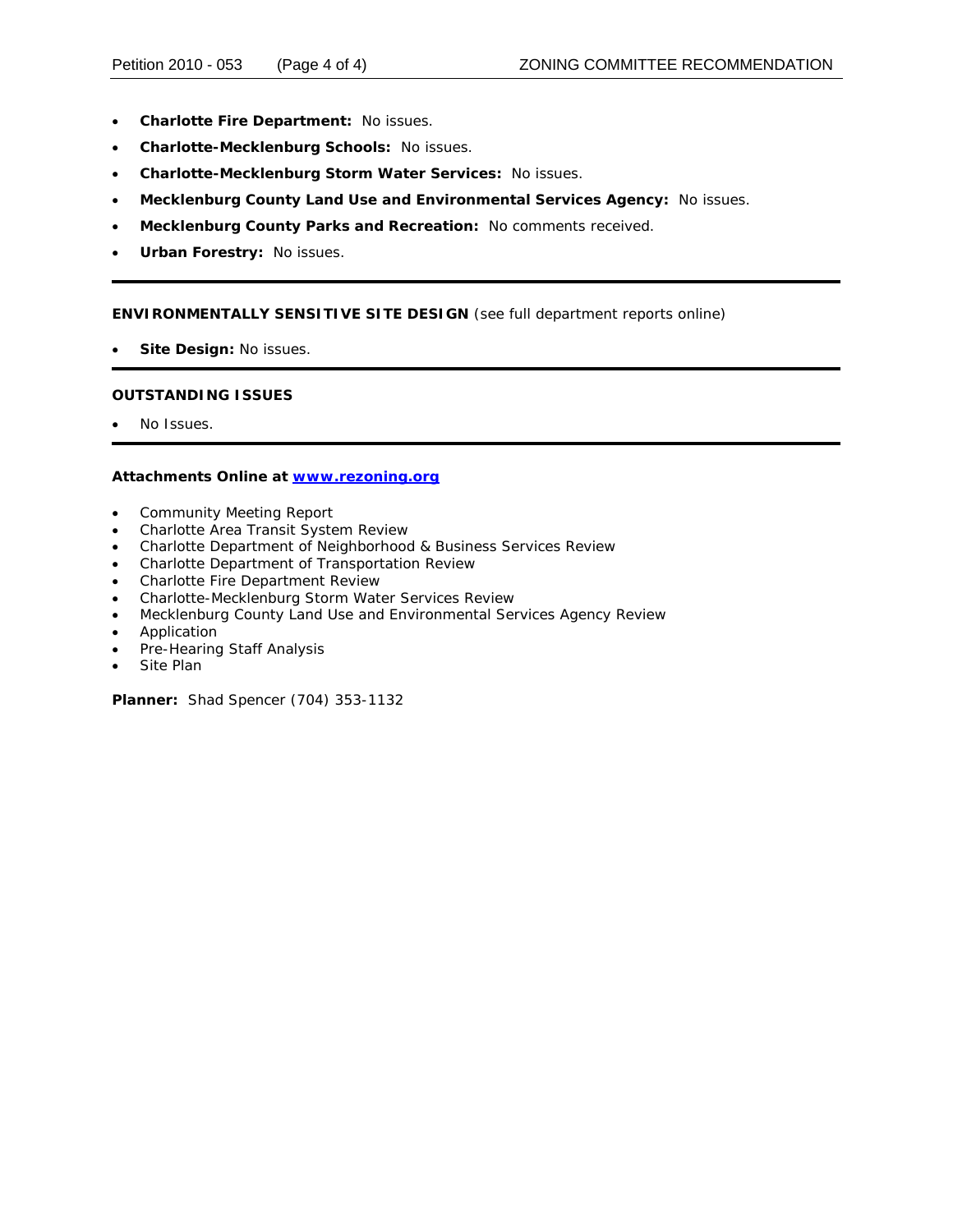- **Charlotte Fire Department:** No issues.
- **Charlotte-Mecklenburg Schools:** No issues.
- **Charlotte-Mecklenburg Storm Water Services:** No issues.
- **Mecklenburg County Land Use and Environmental Services Agency:** No issues.
- **Mecklenburg County Parks and Recreation:** No comments received.
- **Urban Forestry:** No issues.

**ENVIRONMENTALLY SENSITIVE SITE DESIGN** (see full department reports online)

- **Site Design:** No issues.

**OUTSTANDING ISSUES**

- No Issues.

**Attachments Online at www.rezoning.org**

- Community Meeting Report
- Charlotte Area Transit System Review
- Charlotte Department of Neighborhood & Business Services Review
- Charlotte Department of Transportation Review
- Charlotte Fire Department Review
- Charlotte-Mecklenburg Storm Water Services Review
- Mecklenburg County Land Use and Environmental Services Agency Review
- Application
- Pre-Hearing Staff Analysis
- Site Plan

**Planner:** Shad Spencer (704) 353-1132